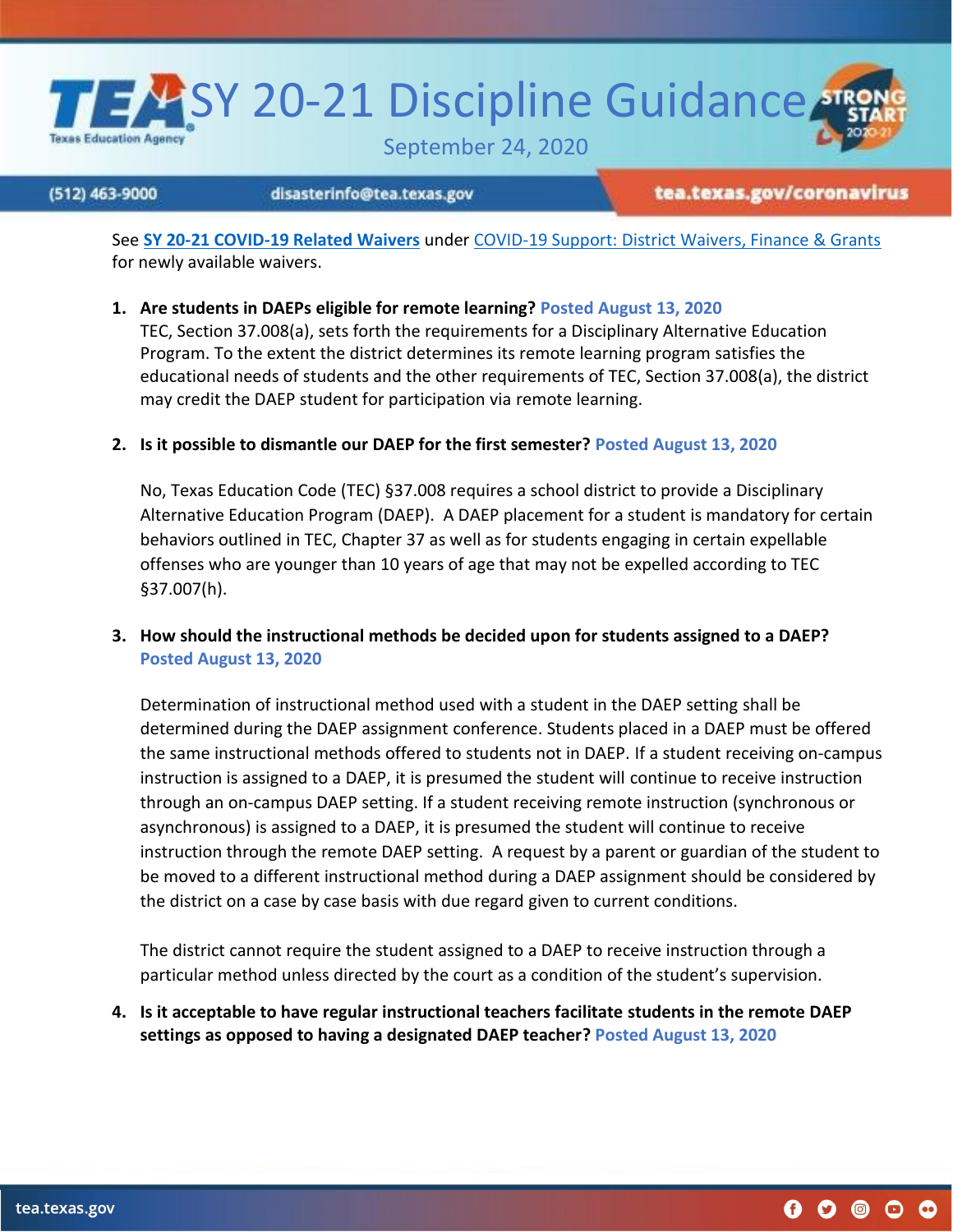# SY 20-21 Discipline Guidance

September 24, 2020

(512) 463-9000 disasterinfo@tea.texas.gov tea.texas.gov/coronavirus

See **SY 20-21 COVID-19 Related Waivers** under COVID-19 Support: District Waivers, Finance & Grants for newly available waivers.

1. **Are students in DAEPs eligible for remote learning?** **Posted August 13, 2020**
   TEC, Section 37.008(a), sets forth the requirements for a Disciplinary Alternative Education Program. To the extent the district determines its remote learning program satisfies the educational needs of students and the other requirements of TEC, Section 37.008(a), the district may credit the DAEP student for participation via remote learning.

2. **Is it possible to dismantle our DAEP for the first semester?** **Posted August 13, 2020**

   No, Texas Education Code (TEC) §37.008 requires a school district to provide a Disciplinary Alternative Education Program (DAEP). A DAEP placement for a student is mandatory for certain behaviors outlined in TEC, Chapter 37 as well as for students engaging in certain expellable offenses who are younger than 10 years of age that may not be expelled according to TEC §37.007(h).

3. **How should the instructional methods be decided upon for students assigned to a DAEP?** **Posted August 13, 2020**

   Determination of instructional method used with a student in the DAEP setting shall be determined during the DAEP assignment conference. Students placed in a DAEP must be offered the same instructional methods offered to students not in DAEP. If a student receiving on-campus instruction is assigned to a DAEP, it is presumed the student will continue to receive instruction through an on-campus DAEP setting. If a student receiving remote instruction (synchronous or asynchronous) is assigned to a DAEP, it is presumed the student will continue to receive instruction through the remote DAEP setting. A request by a parent or guardian of the student to be moved to a different instructional method during a DAEP assignment should be considered by the district on a case by case basis with due regard given to current conditions.

   The district cannot require the student assigned to a DAEP to receive instruction through a particular method unless directed by the court as a condition of the student's supervision.

4. **Is it acceptable to have regular instructional teachers facilitate students in the remote DAEP settings as opposed to having a designated DAEP teacher?** **Posted August 13, 2020**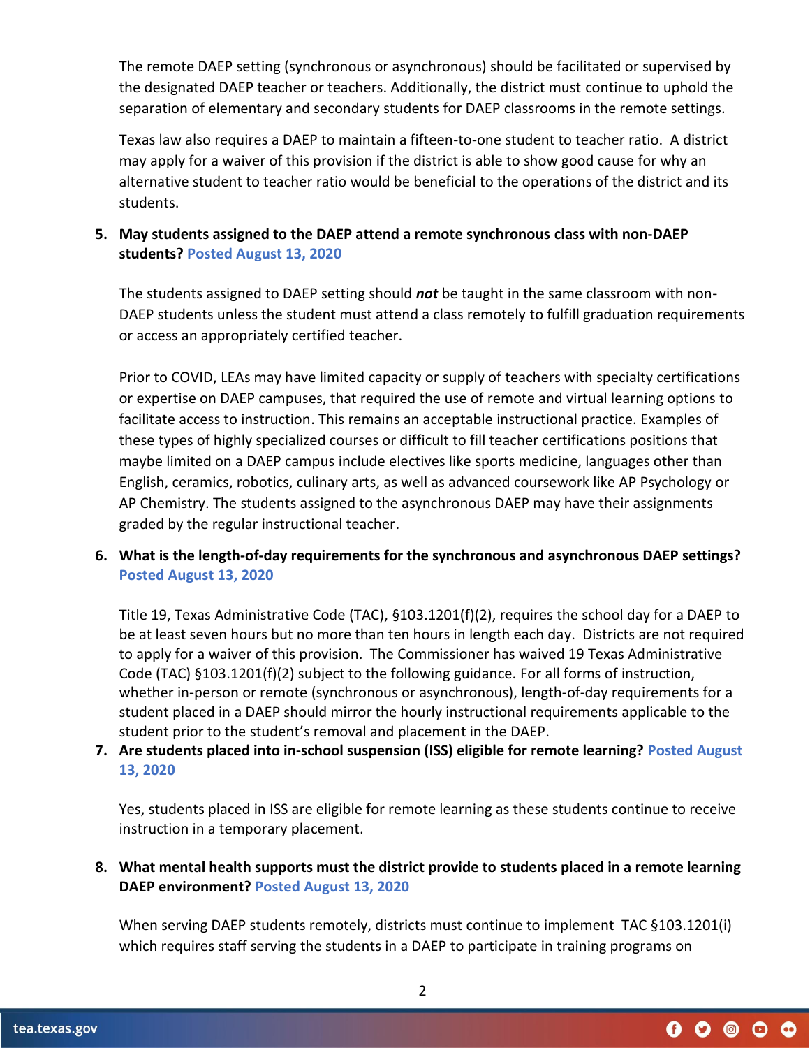The remote DAEP setting (synchronous or asynchronous) should be facilitated or supervised by the designated DAEP teacher or teachers. Additionally, the district must continue to uphold the separation of elementary and secondary students for DAEP classrooms in the remote settings.

Texas law also requires a DAEP to maintain a fifteen-to-one student to teacher ratio. A district may apply for a waiver of this provision if the district is able to show good cause for why an alternative student to teacher ratio would be beneficial to the operations of the district and its students.

5. **May students assigned to the DAEP attend a remote synchronous class with non-DAEP students? Posted August 13, 2020**

   The students assigned to DAEP setting should ***not*** be taught in the same classroom with non-DAEP students unless the student must attend a class remotely to fulfill graduation requirements or access an appropriately certified teacher.

   Prior to COVID, LEAs may have limited capacity or supply of teachers with specialty certifications or expertise on DAEP campuses, that required the use of remote and virtual learning options to facilitate access to instruction. This remains an acceptable instructional practice. Examples of these types of highly specialized courses or difficult to fill teacher certifications positions that maybe limited on a DAEP campus include electives like sports medicine, languages other than English, ceramics, robotics, culinary arts, as well as advanced coursework like AP Psychology or AP Chemistry. The students assigned to the asynchronous DAEP may have their assignments graded by the regular instructional teacher.

6. **What is the length-of-day requirements for the synchronous and asynchronous DAEP settings? Posted August 13, 2020**

   Title 19, Texas Administrative Code (TAC), §103.1201(f)(2), requires the school day for a DAEP to be at least seven hours but no more than ten hours in length each day. Districts are not required to apply for a waiver of this provision. The Commissioner has waived 19 Texas Administrative Code (TAC) §103.1201(f)(2) subject to the following guidance. For all forms of instruction, whether in-person or remote (synchronous or asynchronous), length-of-day requirements for a student placed in a DAEP should mirror the hourly instructional requirements applicable to the student prior to the student's removal and placement in the DAEP.

7. **Are students placed into in-school suspension (ISS) eligible for remote learning? Posted August 13, 2020**

   Yes, students placed in ISS are eligible for remote learning as these students continue to receive instruction in a temporary placement.

8. **What mental health supports must the district provide to students placed in a remote learning DAEP environment? Posted August 13, 2020**

   When serving DAEP students remotely, districts must continue to implement TAC §103.1201(i) which requires staff serving the students in a DAEP to participate in training programs on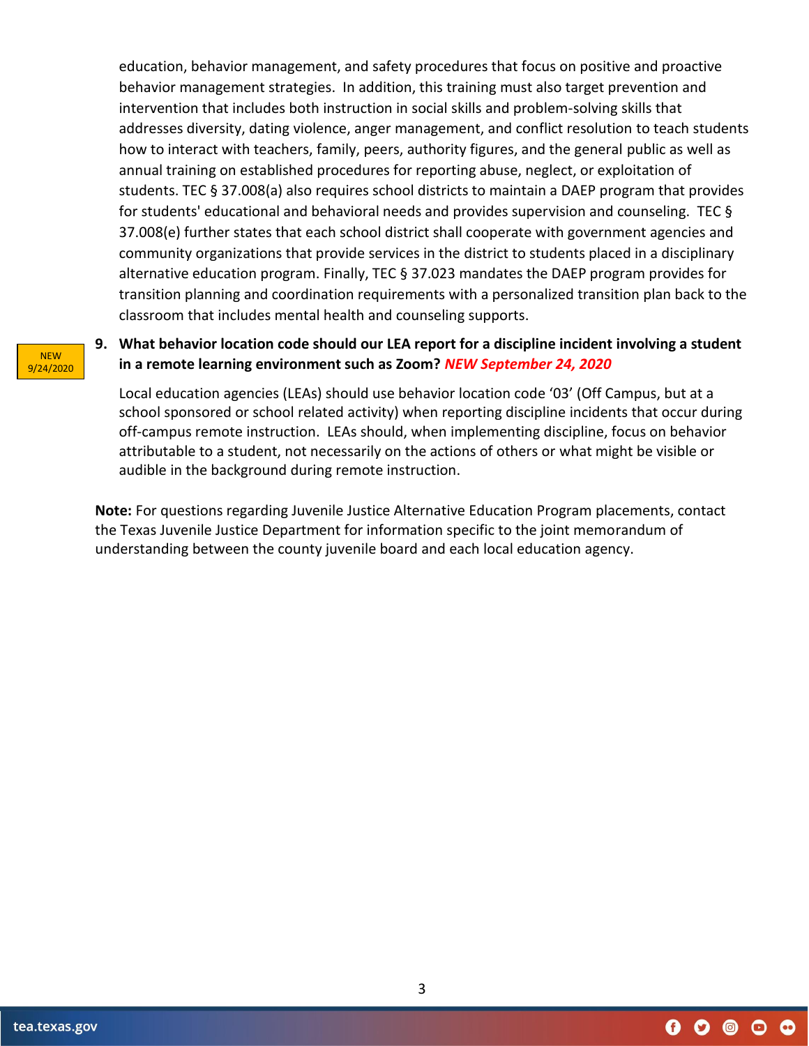education, behavior management, and safety procedures that focus on positive and proactive behavior management strategies. In addition, this training must also target prevention and intervention that includes both instruction in social skills and problem-solving skills that addresses diversity, dating violence, anger management, and conflict resolution to teach students how to interact with teachers, family, peers, authority figures, and the general public as well as annual training on established procedures for reporting abuse, neglect, or exploitation of students. TEC § 37.008(a) also requires school districts to maintain a DAEP program that provides for students' educational and behavioral needs and provides supervision and counseling. TEC § 37.008(e) further states that each school district shall cooperate with government agencies and community organizations that provide services in the district to students placed in a disciplinary alternative education program. Finally, TEC § 37.023 mandates the DAEP program provides for transition planning and coordination requirements with a personalized transition plan back to the classroom that includes mental health and counseling supports.

NEW 9/24/2020

**9. What behavior location code should our LEA report for a discipline incident involving a student in a remote learning environment such as Zoom?** ***NEW September 24, 2020***

Local education agencies (LEAs) should use behavior location code '03' (Off Campus, but at a school sponsored or school related activity) when reporting discipline incidents that occur during off-campus remote instruction. LEAs should, when implementing discipline, focus on behavior attributable to a student, not necessarily on the actions of others or what might be visible or audible in the background during remote instruction.

**Note:** For questions regarding Juvenile Justice Alternative Education Program placements, contact the Texas Juvenile Justice Department for information specific to the joint memorandum of understanding between the county juvenile board and each local education agency.